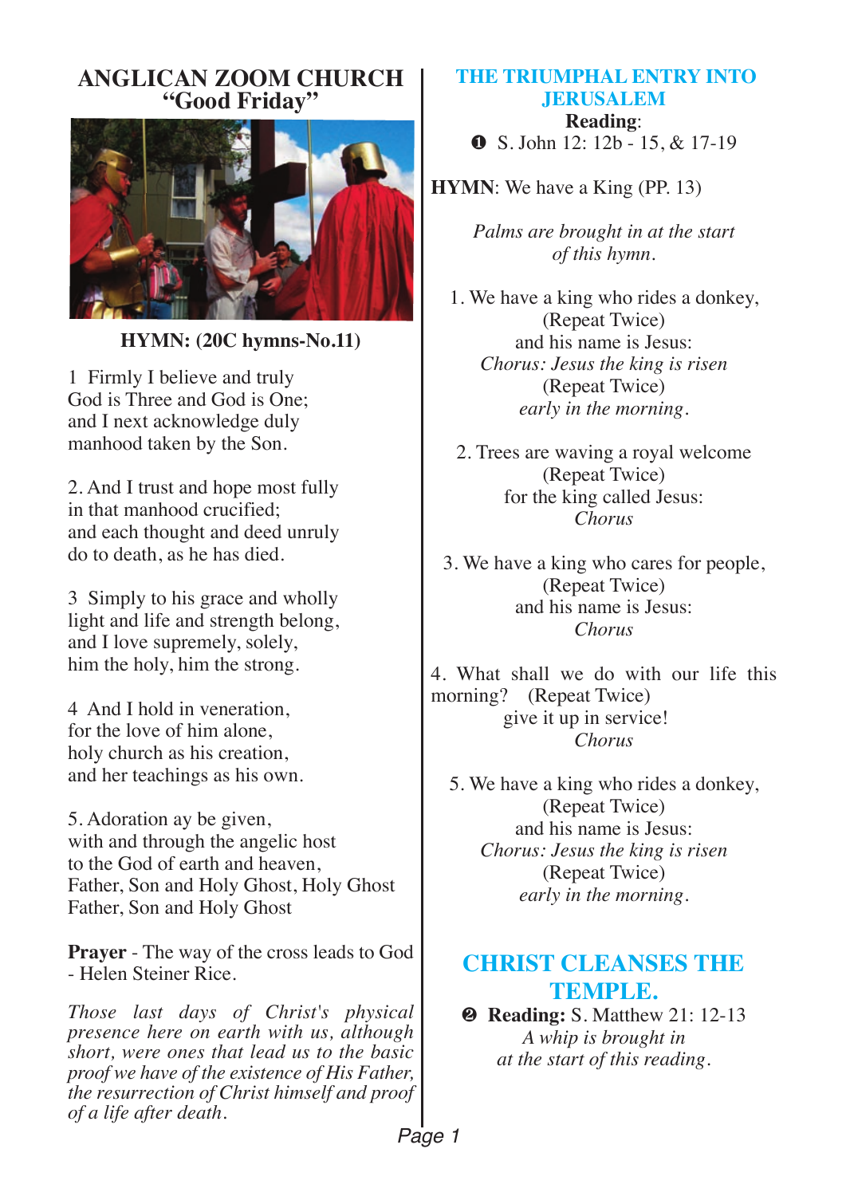# ANGLICAN ZOOM CHURCH
## "Good Friday"

**HYMN: (20C hymns-No.11)**

1 Firmly I believe and truly
God is Three and God is One;
and I next acknowledge duly
manhood taken by the Son.

2. And I trust and hope most fully
in that manhood crucified;
and each thought and deed unruly
do to death, as he has died.

3 Simply to his grace and wholly
light and life and strength belong,
and I love supremely, solely,
him the holy, him the strong.

4 And I hold in veneration,
for the love of him alone,
holy church as his creation,
and her teachings as his own.

5. Adoration ay be given,
with and through the angelic host
to the God of earth and heaven,
Father, Son and Holy Ghost, Holy Ghost
Father, Son and Holy Ghost

**Prayer** - The way of the cross leads to God - Helen Steiner Rice.

*Those last days of Christ's physical presence here on earth with us, although short, were ones that lead us to the basic proof we have of the existence of His Father, the resurrection of Christ himself and proof of a life after death.*

## THE TRIUMPHAL ENTRY INTO JERUSALEM

**Reading**:
❶ S. John 12: 12b - 15, & 17-19

**HYMN**: We have a King (PP. 13)

*Palms are brought in at the start of this hymn.*

1. We have a king who rides a donkey,
(Repeat Twice)
and his name is Jesus:
*Chorus: Jesus the king is risen*
(Repeat Twice)
*early in the morning.*

2. Trees are waving a royal welcome
(Repeat Twice)
for the king called Jesus:
*Chorus*

3. We have a king who cares for people,
(Repeat Twice)
and his name is Jesus:
*Chorus*

4. What shall we do with our life this morning? (Repeat Twice)
give it up in service!
*Chorus*

5. We have a king who rides a donkey,
(Repeat Twice)
and his name is Jesus:
*Chorus: Jesus the king is risen*
(Repeat Twice)
*early in the morning.*

## CHRIST CLEANSES THE TEMPLE.

❷ **Reading:** S. Matthew 21: 12-13
*A whip is brought in at the start of this reading.*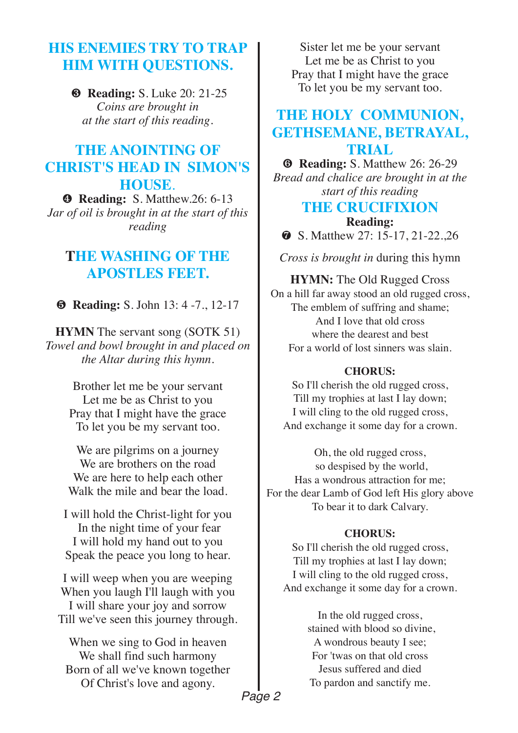## HIS ENEMIES TRY TO TRAP HIM WITH QUESTIONS.

❸ **Reading:** S. Luke 20: 21-25
*Coins are brought in at the start of this reading.*

## THE ANOINTING OF CHRIST'S HEAD IN SIMON'S HOUSE.

❹ **Reading:** S. Matthew.26: 6-13
*Jar of oil is brought in at the start of this reading*

## THE WASHING OF THE APOSTLES FEET.

❺ **Reading:** S. John 13: 4 -7., 12-17

**HYMN** The servant song (SOTK 51)
*Towel and bowl brought in and placed on the Altar during this hymn.*

Brother let me be your servant
Let me be as Christ to you
Pray that I might have the grace
To let you be my servant too.

We are pilgrims on a journey
We are brothers on the road
We are here to help each other
Walk the mile and bear the load.

I will hold the Christ-light for you
In the night time of your fear
I will hold my hand out to you
Speak the peace you long to hear.

I will weep when you are weeping
When you laugh I'll laugh with you
I will share your joy and sorrow
Till we've seen this journey through.

When we sing to God in heaven
We shall find such harmony
Born of all we've known together
Of Christ's love and agony.

Sister let me be your servant
Let me be as Christ to you
Pray that I might have the grace
To let you be my servant too.

## THE HOLY COMMUNION, GETHSEMANE, BETRAYAL, TRIAL

❻ **Reading:** S. Matthew 26: 26-29
*Bread and chalice are brought in at the start of this reading*

## THE CRUCIFIXION

**Reading:**
❼ S. Matthew 27: 15-17, 21-22.,26

*Cross is brought in* during this hymn

**HYMN:** The Old Rugged Cross
On a hill far away stood an old rugged cross,
The emblem of suffring and shame;
And I love that old cross
where the dearest and best
For a world of lost sinners was slain.

**CHORUS:**
So I'll cherish the old rugged cross,
Till my trophies at last I lay down;
I will cling to the old rugged cross,
And exchange it some day for a crown.

Oh, the old rugged cross,
so despised by the world,
Has a wondrous attraction for me;
For the dear Lamb of God left His glory above
To bear it to dark Calvary.

**CHORUS:**
So I'll cherish the old rugged cross,
Till my trophies at last I lay down;
I will cling to the old rugged cross,
And exchange it some day for a crown.

In the old rugged cross,
stained with blood so divine,
A wondrous beauty I see;
For 'twas on that old cross
Jesus suffered and died
To pardon and sanctify me.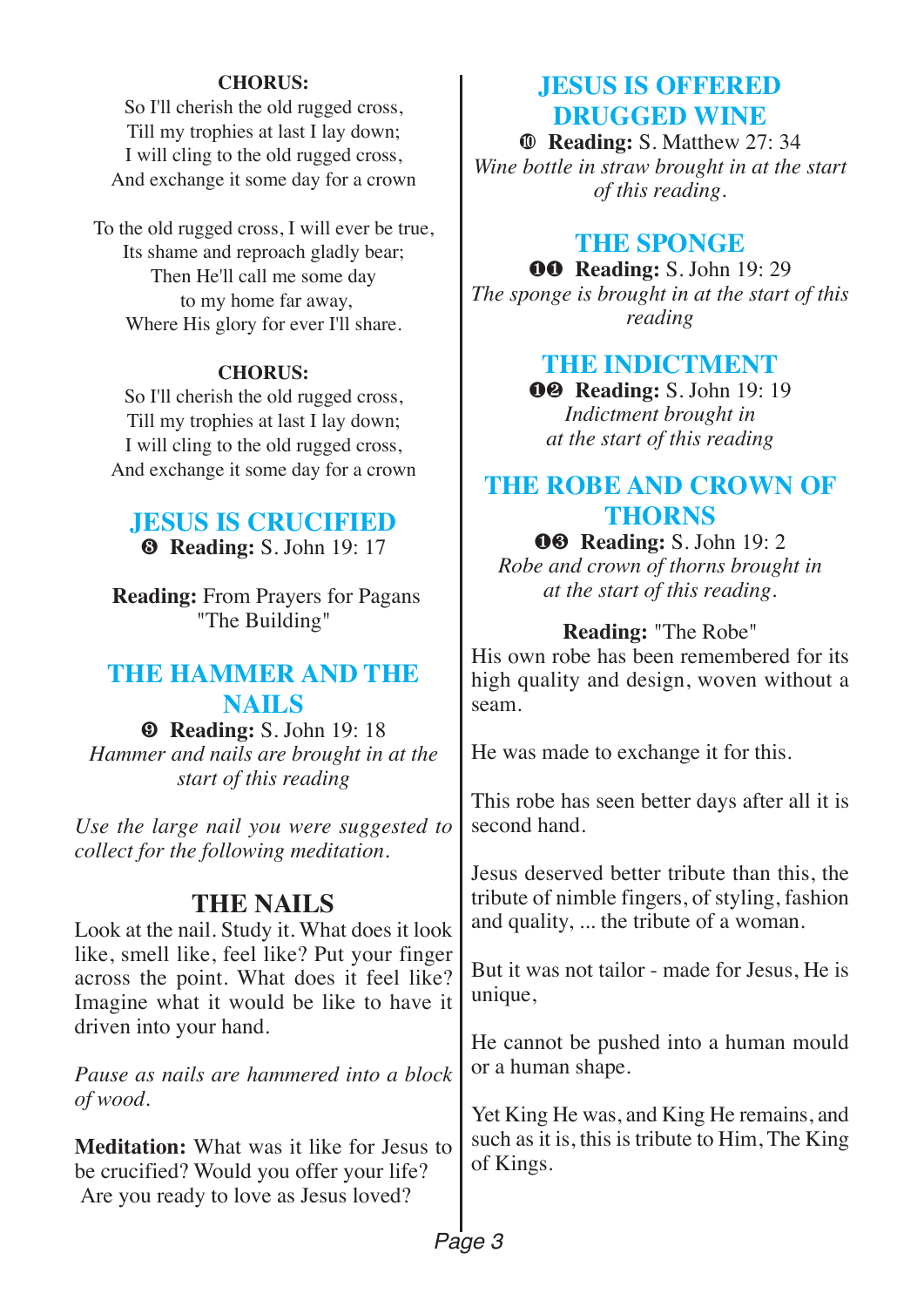**CHORUS:**

So I'll cherish the old rugged cross,
Till my trophies at last I lay down;
I will cling to the old rugged cross,
And exchange it some day for a crown

To the old rugged cross, I will ever be true,
Its shame and reproach gladly bear;
Then He'll call me some day
to my home far away,
Where His glory for ever I'll share.

**CHORUS:**

So I'll cherish the old rugged cross,
Till my trophies at last I lay down;
I will cling to the old rugged cross,
And exchange it some day for a crown

## JESUS IS CRUCIFIED

❽ **Reading:** S. John 19: 17

**Reading:** From Prayers for Pagans "The Building"

## THE HAMMER AND THE NAILS

❾ **Reading:** S. John 19: 18

*Hammer and nails are brought in at the start of this reading*

*Use the large nail you were suggested to collect for the following meditation.*

## THE NAILS

Look at the nail. Study it. What does it look like, smell like, feel like? Put your finger across the point. What does it feel like? Imagine what it would be like to have it driven into your hand.

*Pause as nails are hammered into a block of wood.*

**Meditation:** What was it like for Jesus to be crucified? Would you offer your life? Are you ready to love as Jesus loved?

## JESUS IS OFFERED DRUGGED WINE

❿ **Reading:** S. Matthew 27: 34

*Wine bottle in straw brought in at the start of this reading.*

## THE SPONGE

⓫ **Reading:** S. John 19: 29

*The sponge is brought in at the start of this reading*

## THE INDICTMENT

⓬ **Reading:** S. John 19: 19

*Indictment brought in at the start of this reading*

## THE ROBE AND CROWN OF THORNS

⓭ **Reading:** S. John 19: 2

*Robe and crown of thorns brought in at the start of this reading.*

**Reading:** "The Robe"

His own robe has been remembered for its high quality and design, woven without a seam.

He was made to exchange it for this.

This robe has seen better days after all it is second hand.

Jesus deserved better tribute than this, the tribute of nimble fingers, of styling, fashion and quality, ... the tribute of a woman.

But it was not tailor - made for Jesus, He is unique,

He cannot be pushed into a human mould or a human shape.

Yet King He was, and King He remains, and such as it is, this is tribute to Him, The King of Kings.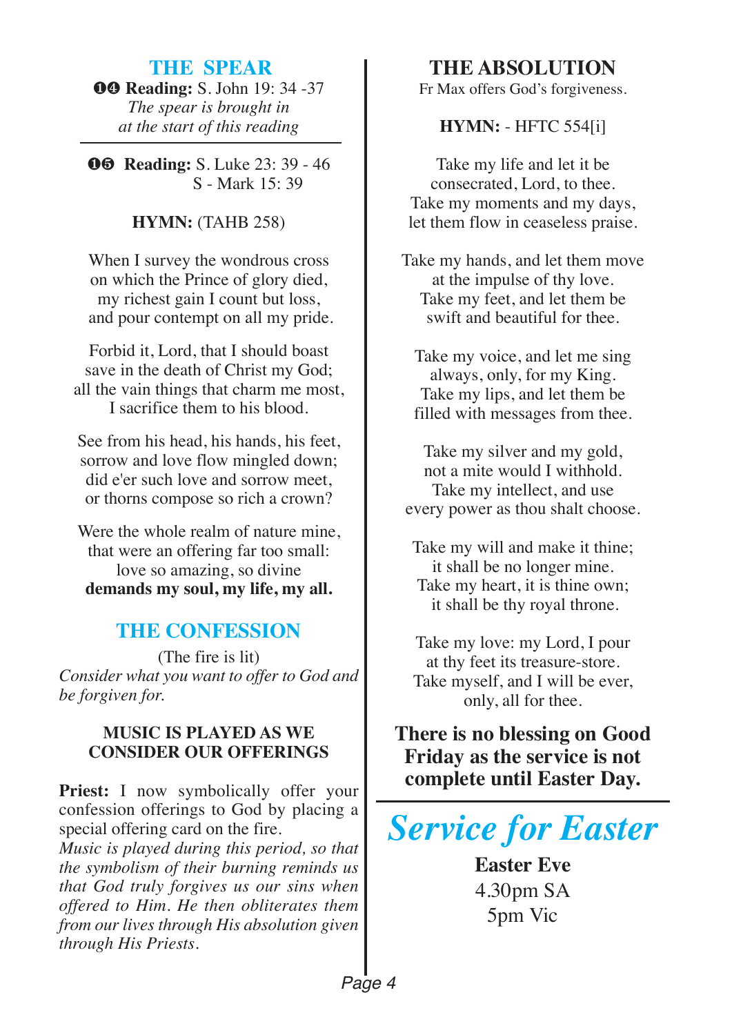## THE SPEAR

**❶❹ Reading:** S. John 19: 34 -37
*The spear is brought in*
*at the start of this reading*

---

**❶❺ Reading:** S. Luke 23: 39 - 46
S - Mark 15: 39

**HYMN:** (TAHB 258)

When I survey the wondrous cross
on which the Prince of glory died,
my richest gain I count but loss,
and pour contempt on all my pride.

Forbid it, Lord, that I should boast
save in the death of Christ my God;
all the vain things that charm me most,
I sacrifice them to his blood.

See from his head, his hands, his feet,
sorrow and love flow mingled down;
did e'er such love and sorrow meet,
or thorns compose so rich a crown?

Were the whole realm of nature mine,
that were an offering far too small:
love so amazing, so divine
**demands my soul, my life, my all.**

## THE CONFESSION

(The fire is lit)
*Consider what you want to offer to God and be forgiven for.*

**MUSIC IS PLAYED AS WE CONSIDER OUR OFFERINGS**

**Priest:** I now symbolically offer your confession offerings to God by placing a special offering card on the fire.
*Music is played during this period, so that the symbolism of their burning reminds us that God truly forgives us our sins when offered to Him. He then obliterates them from our lives through His absolution given through His Priests.*

## THE ABSOLUTION

Fr Max offers God's forgiveness.

**HYMN:** - HFTC 554[i]

Take my life and let it be
consecrated, Lord, to thee.
Take my moments and my days,
let them flow in ceaseless praise.

Take my hands, and let them move
at the impulse of thy love.
Take my feet, and let them be
swift and beautiful for thee.

Take my voice, and let me sing
always, only, for my King.
Take my lips, and let them be
filled with messages from thee.

Take my silver and my gold,
not a mite would I withhold.
Take my intellect, and use
every power as thou shalt choose.

Take my will and make it thine;
it shall be no longer mine.
Take my heart, it is thine own;
it shall be thy royal throne.

Take my love: my Lord, I pour
at thy feet its treasure-store.
Take myself, and I will be ever,
only, all for thee.

**There is no blessing on Good Friday as the service is not complete until Easter Day.**

---

# *Service for Easter*

**Easter Eve**
4.30pm SA
5pm Vic